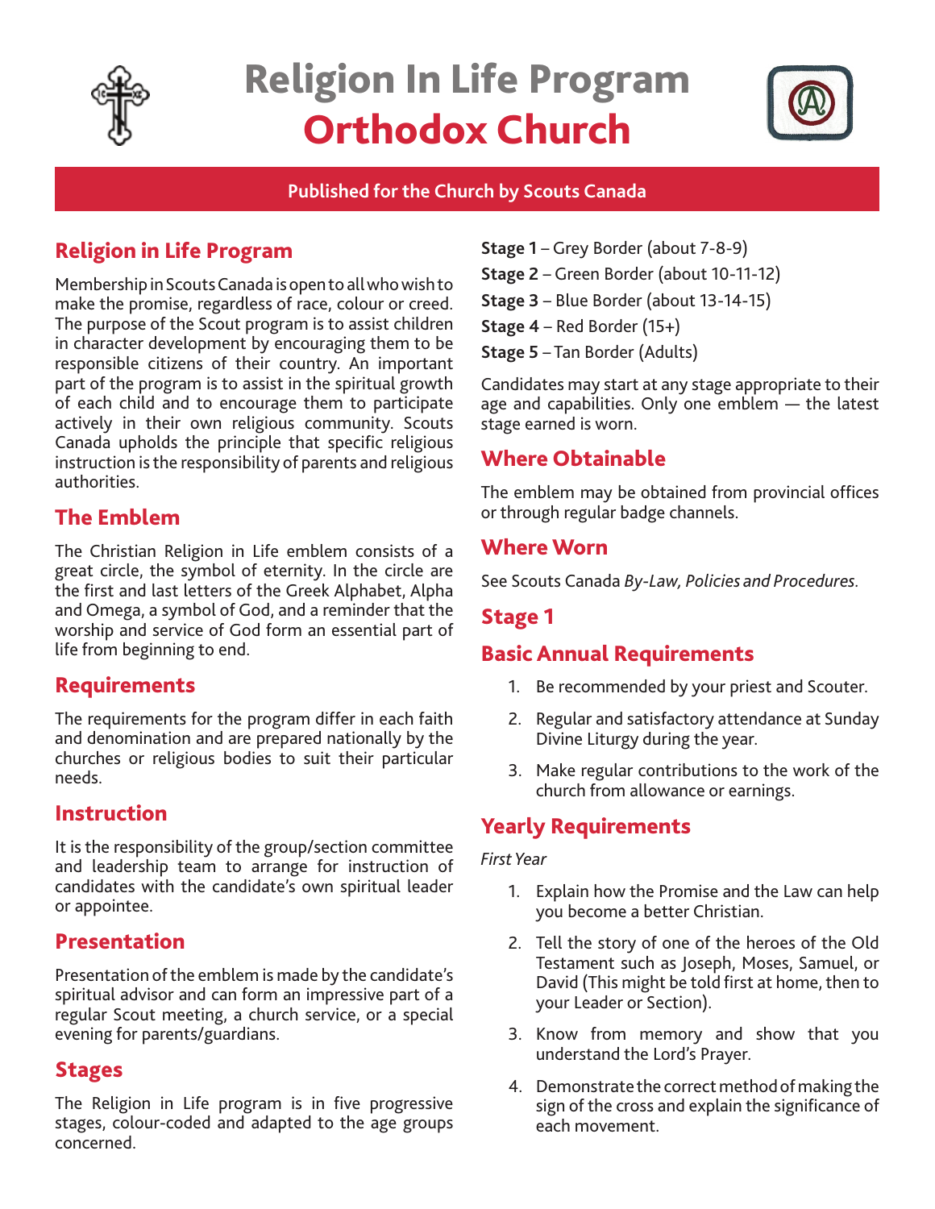# Religion In Life Program
# Orthodox Church

**Published for the Church by Scouts Canada**

## Religion in Life Program

Membership in Scouts Canada is open to all who wish to make the promise, regardless of race, colour or creed. The purpose of the Scout program is to assist children in character development by encouraging them to be responsible citizens of their country. An important part of the program is to assist in the spiritual growth of each child and to encourage them to participate actively in their own religious community. Scouts Canada upholds the principle that specific religious instruction is the responsibility of parents and religious authorities.

## The Emblem

The Christian Religion in Life emblem consists of a great circle, the symbol of eternity. In the circle are the first and last letters of the Greek Alphabet, Alpha and Omega, a symbol of God, and a reminder that the worship and service of God form an essential part of life from beginning to end.

## Requirements

The requirements for the program differ in each faith and denomination and are prepared nationally by the churches or religious bodies to suit their particular needs.

## Instruction

It is the responsibility of the group/section committee and leadership team to arrange for instruction of candidates with the candidate's own spiritual leader or appointee.

## Presentation

Presentation of the emblem is made by the candidate's spiritual advisor and can form an impressive part of a regular Scout meeting, a church service, or a special evening for parents/guardians.

## Stages

The Religion in Life program is in five progressive stages, colour-coded and adapted to the age groups concerned.

**Stage 1** – Grey Border (about 7-8-9)
**Stage 2** – Green Border (about 10-11-12)
**Stage 3** – Blue Border (about 13-14-15)
**Stage 4** – Red Border (15+)
**Stage 5** – Tan Border (Adults)

Candidates may start at any stage appropriate to their age and capabilities. Only one emblem — the latest stage earned is worn.

## Where Obtainable

The emblem may be obtained from provincial offices or through regular badge channels.

## Where Worn

See Scouts Canada *By-Law, Policies and Procedures*.

## Stage 1

## Basic Annual Requirements

1. Be recommended by your priest and Scouter.
2. Regular and satisfactory attendance at Sunday Divine Liturgy during the year.
3. Make regular contributions to the work of the church from allowance or earnings.

## Yearly Requirements

*First Year*

1. Explain how the Promise and the Law can help you become a better Christian.
2. Tell the story of one of the heroes of the Old Testament such as Joseph, Moses, Samuel, or David (This might be told first at home, then to your Leader or Section).
3. Know from memory and show that you understand the Lord's Prayer.
4. Demonstrate the correct method of making the sign of the cross and explain the significance of each movement.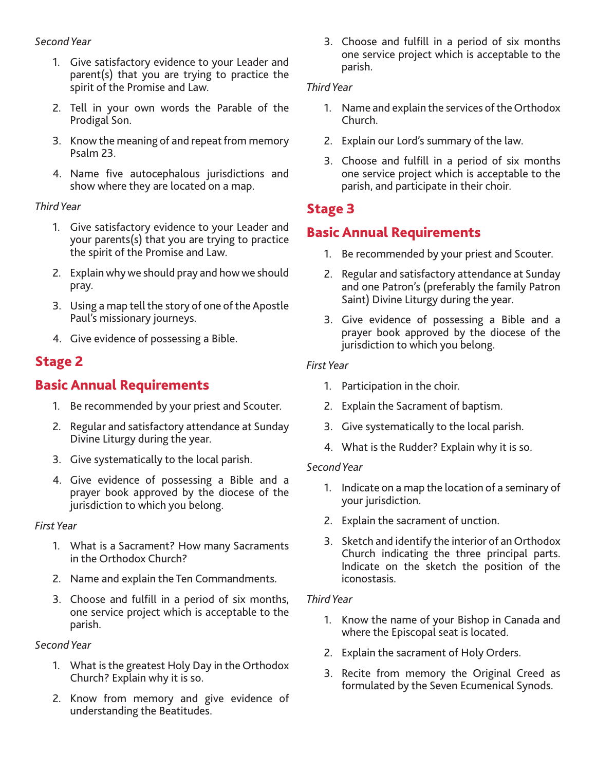*Second Year*

1. Give satisfactory evidence to your Leader and parent(s) that you are trying to practice the spirit of the Promise and Law.
2. Tell in your own words the Parable of the Prodigal Son.
3. Know the meaning of and repeat from memory Psalm 23.
4. Name five autocephalous jurisdictions and show where they are located on a map.

*Third Year*

1. Give satisfactory evidence to your Leader and your parents(s) that you are trying to practice the spirit of the Promise and Law.
2. Explain why we should pray and how we should pray.
3. Using a map tell the story of one of the Apostle Paul's missionary journeys.
4. Give evidence of possessing a Bible.

## Stage 2

## Basic Annual Requirements

1. Be recommended by your priest and Scouter.
2. Regular and satisfactory attendance at Sunday Divine Liturgy during the year.
3. Give systematically to the local parish.
4. Give evidence of possessing a Bible and a prayer book approved by the diocese of the jurisdiction to which you belong.

*First Year*

1. What is a Sacrament? How many Sacraments in the Orthodox Church?
2. Name and explain the Ten Commandments.
3. Choose and fulfill in a period of six months, one service project which is acceptable to the parish.

*Second Year*

1. What is the greatest Holy Day in the Orthodox Church? Explain why it is so.
2. Know from memory and give evidence of understanding the Beatitudes.
3. Choose and fulfill in a period of six months one service project which is acceptable to the parish.

*Third Year*

1. Name and explain the services of the Orthodox Church.
2. Explain our Lord's summary of the law.
3. Choose and fulfill in a period of six months one service project which is acceptable to the parish, and participate in their choir.

## Stage 3

## Basic Annual Requirements

1. Be recommended by your priest and Scouter.
2. Regular and satisfactory attendance at Sunday and one Patron's (preferably the family Patron Saint) Divine Liturgy during the year.
3. Give evidence of possessing a Bible and a prayer book approved by the diocese of the jurisdiction to which you belong.

*First Year*

1. Participation in the choir.
2. Explain the Sacrament of baptism.
3. Give systematically to the local parish.
4. What is the Rudder? Explain why it is so.

*Second Year*

1. Indicate on a map the location of a seminary of your jurisdiction.
2. Explain the sacrament of unction.
3. Sketch and identify the interior of an Orthodox Church indicating the three principal parts. Indicate on the sketch the position of the iconostasis.

*Third Year*

1. Know the name of your Bishop in Canada and where the Episcopal seat is located.
2. Explain the sacrament of Holy Orders.
3. Recite from memory the Original Creed as formulated by the Seven Ecumenical Synods.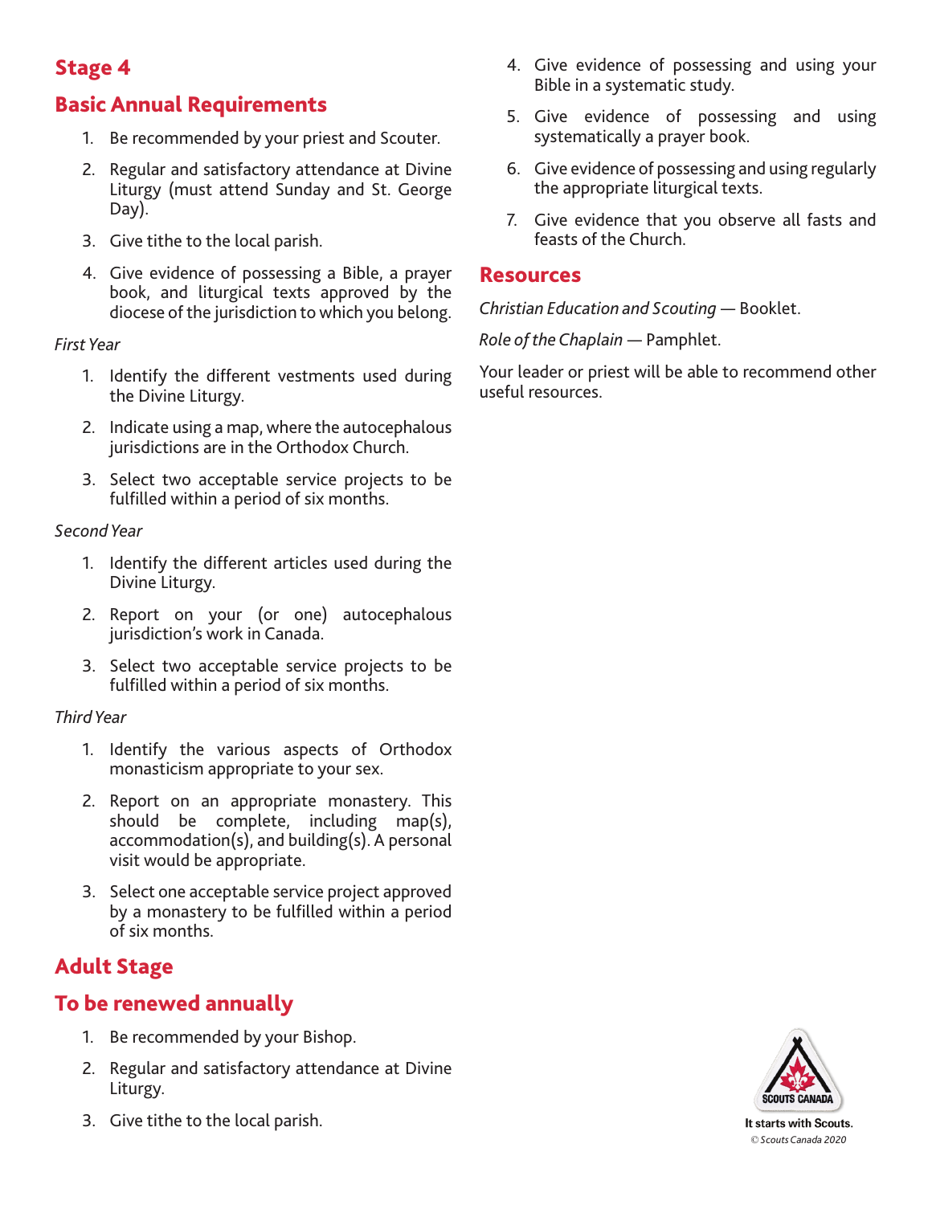## Stage 4

## Basic Annual Requirements

1. Be recommended by your priest and Scouter.
2. Regular and satisfactory attendance at Divine Liturgy (must attend Sunday and St. George Day).
3. Give tithe to the local parish.
4. Give evidence of possessing a Bible, a prayer book, and liturgical texts approved by the diocese of the jurisdiction to which you belong.

*First Year*

1. Identify the different vestments used during the Divine Liturgy.
2. Indicate using a map, where the autocephalous jurisdictions are in the Orthodox Church.
3. Select two acceptable service projects to be fulfilled within a period of six months.

*Second Year*

1. Identify the different articles used during the Divine Liturgy.
2. Report on your (or one) autocephalous jurisdiction's work in Canada.
3. Select two acceptable service projects to be fulfilled within a period of six months.

*Third Year*

1. Identify the various aspects of Orthodox monasticism appropriate to your sex.
2. Report on an appropriate monastery. This should be complete, including map(s), accommodation(s), and building(s). A personal visit would be appropriate.
3. Select one acceptable service project approved by a monastery to be fulfilled within a period of six months.

## Adult Stage

## To be renewed annually

1. Be recommended by your Bishop.
2. Regular and satisfactory attendance at Divine Liturgy.
3. Give tithe to the local parish.
4. Give evidence of possessing and using your Bible in a systematic study.
5. Give evidence of possessing and using systematically a prayer book.
6. Give evidence of possessing and using regularly the appropriate liturgical texts.
7. Give evidence that you observe all fasts and feasts of the Church.

## Resources

*Christian Education and Scouting* — Booklet.

*Role of the Chaplain* — Pamphlet.

Your leader or priest will be able to recommend other useful resources.

SCOUTS CANADA

It starts with Scouts.

*© Scouts Canada 2020*